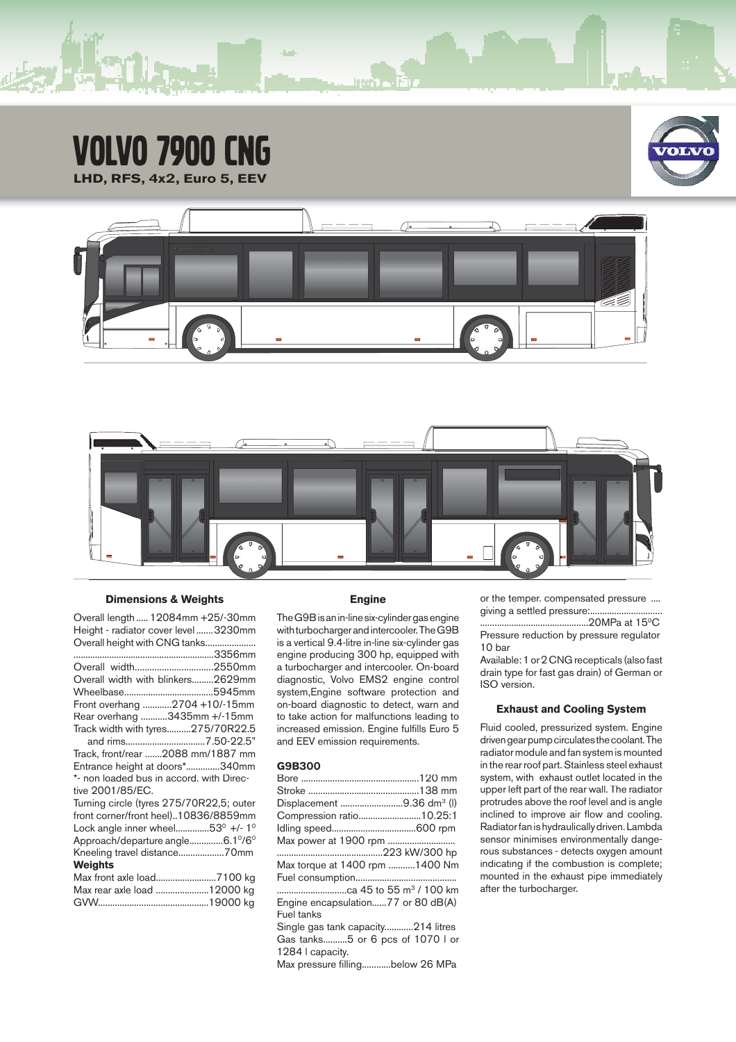# VOLVO 7900 CNG

**LHD, RFS, 4x2, Euro 5, EEV**

## Dimensions & Weights

Overall length ..... 12084mm +25/-30mm
Height - radiator cover level .......3230mm
Overall height with CNG tanks....................
..........................................................3356mm
Overall width................................2550mm
Overall width with blinkers.........2629mm
Wheelbase.....................................5945mm
Front overhang ............2704 +10/-15mm
Rear overhang ...........3435mm +/-15mm
Track width with tyres..........275/70R22.5
and rims.................................7.50-22.5"
Track, front/rear .......2088 mm/1887 mm
Entrance height at doors*..............340mm
*- non loaded bus in accord. with Directive 2001/85/EC.
Turning circle (tyres 275/70R22,5; outer front corner/front heel)..10836/8859mm
Lock angle inner wheel..............53° +/- 1°
Approach/departure angle..............6.1°/6°
Kneeling travel distance...................70mm

**Weights**

Max front axle load.........................7100 kg
Max rear axle load ......................12000 kg
GVW.............................................19000 kg

## Engine

The G9B is an in-line six-cylinder gas engine with turbocharger and intercooler. The G9B is a vertical 9.4-litre in-line six-cylinder gas engine producing 300 hp, equipped with a turbocharger and intercooler. On-board diagnostic, Volvo EMS2 engine control system,Engine software protection and on-board diagnostic to detect, warn and to take action for malfunctions leading to increased emission. Engine fulfills Euro 5 and EEV emission requirements.

**G9B300**

Bore .................................................120 mm
Stroke ..............................................138 mm
Displacement ..........................9.36 dm³ (l)
Compression ratio..........................10.25:1
Idling speed...................................600 rpm
Max power at 1900 rpm ............................
...........................................223 kW/300 hp
Max torque at 1400 rpm ...........1400 Nm
Fuel consumption..........................................
.............................ca 45 to 55 m³ / 100 km
Engine encapsulation......77 or 80 dB(A)
Fuel tanks
Single gas tank capacity............214 litres
Gas tanks..........5 or 6 pcs of 1070 l or 1284 l capacity.
Max pressure filling............below 26 MPa
or the temper. compensated pressure .... giving a settled pressure:...............................
.............................................20MPa at 15°C
Pressure reduction by pressure regulator 10 bar
Available: 1 or 2 CNG recepticals (also fast drain type for fast gas drain) of German or ISO version.

## Exhaust and Cooling System

Fluid cooled, pressurized system. Engine driven gear pump circulates the coolant. The radiator module and fan system is mounted in the rear roof part. Stainless steel exhaust system, with exhaust outlet located in the upper left part of the rear wall. The radiator protrudes above the roof level and is angle inclined to improve air flow and cooling. Radiator fan is hydraulically driven. Lambda sensor minimises environmentally dangerous substances - detects oxygen amount indicating if the combustion is complete; mounted in the exhaust pipe immediately after the turbocharger.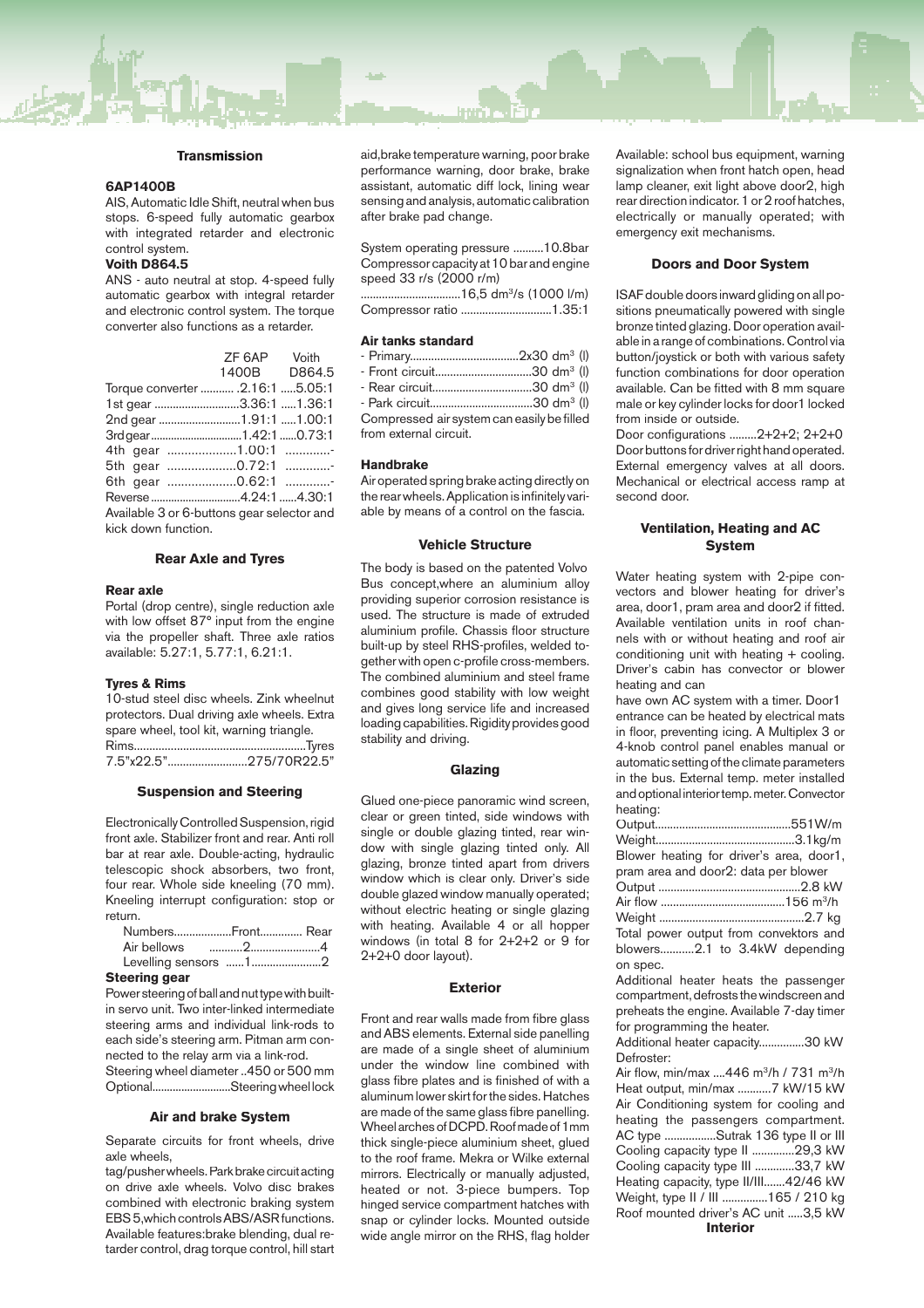## Transmission

**6AP1400B**

AIS, Automatic Idle Shift, neutral when bus stops. 6-speed fully automatic gearbox with integrated retarder and electronic control system.

**Voith D864.5**

ANS - auto neutral at stop. 4-speed fully automatic gearbox with integral retarder and electronic control system. The torque converter also functions as a retarder.

| | ZF 6AP 1400B | Voith D864.5 |
|---|---|---|
| Torque converter | 2.16:1 | 5.05:1 |
| 1st gear | 3.36:1 | 1.36:1 |
| 2nd gear | 1.91:1 | 1.00:1 |
| 3rd gear | 1.42:1 | 0.73:1 |
| 4th gear | 1.00:1 | - |
| 5th gear | 0.72:1 | - |
| 6th gear | 0.62:1 | - |
| Reverse | 4.24:1 | 4.30:1 |

Available 3 or 6-buttons gear selector and kick down function.

## Rear Axle and Tyres

### Rear axle

Portal (drop centre), single reduction axle with low offset 87° input from the engine via the propeller shaft. Three axle ratios available: 5.27:1, 5.77:1, 6.21:1.

### Tyres & Rims

10-stud steel disc wheels. Zink wheelnut protectors. Dual driving axle wheels. Extra spare wheel, tool kit, warning triangle.

| Rims | Tyres |
|---|---|
| 7.5"x22.5" | 275/70R22.5" |

## Suspension and Steering

Electronically Controlled Suspension, rigid front axle. Stabilizer front and rear. Anti roll bar at rear axle. Double-acting, hydraulic telescopic shock absorbers, two front, four rear. Whole side kneeling (70 mm). Kneeling interrupt configuration: stop or return.

| Numbers | Front | Rear |
|---|---|---|
| Air bellows | 2 | 4 |
| Levelling sensors | 1 | 2 |

### Steering gear

Power steering of ball and nut type with built-in servo unit. Two inter-linked intermediate steering arms and individual link-rods to each side's steering arm. Pitman arm connected to the relay arm via a link-rod.

Steering wheel diameter ..450 or 500 mm

Optional...........................Steering wheel lock

## Air and brake System

Separate circuits for front wheels, drive axle wheels,

tag/pusher wheels. Park brake circuit acting on drive axle wheels. Volvo disc brakes combined with electronic braking system EBS 5,which controls ABS/ASR functions. Available features:brake blending, dual retarder control, drag torque control, hill start aid,brake temperature warning, poor brake performance warning, door brake, brake assistant, automatic diff lock, lining wear sensing and analysis, automatic calibration after brake pad change.

System operating pressure ..........10.8bar

Compressor capacity at 10 bar and engine speed 33 r/s (2000 r/m)

.................................16,5 dm³/s (1000 l/m)

Compressor ratio ..............................1.35:1

### Air tanks standard

- Primary....................................2x30 dm³ (l)
- Front circuit................................30 dm³ (l)
- Rear circuit.................................30 dm³ (l)
- Park circuit..................................30 dm³ (l)

Compressed air system can easily be filled from external circuit.

### Handbrake

Air operated spring brake acting directly on the rear wheels. Application is infinitely variable by means of a control on the fascia.

## Vehicle Structure

The body is based on the patented Volvo Bus concept,where an aluminium alloy providing superior corrosion resistance is used. The structure is made of extruded aluminium profile. Chassis floor structure built-up by steel RHS-profiles, welded together with open c-profile cross-members. The combined aluminium and steel frame combines good stability with low weight and gives long service life and increased loading capabilities. Rigidity provides good stability and driving.

## Glazing

Glued one-piece panoramic wind screen, clear or green tinted, side windows with single or double glazing tinted, rear window with single glazing tinted only. All glazing, bronze tinted apart from drivers window which is clear only. Driver's side double glazed window manually operated; without electric heating or single glazing with heating. Available 4 or all hopper windows (in total 8 for 2+2+2 or 9 for 2+2+0 door layout).

## Exterior

Front and rear walls made from fibre glass and ABS elements. External side panelling are made of a single sheet of aluminium under the window line combined with glass fibre plates and is finished of with a aluminum lower skirt for the sides. Hatches are made of the same glass fibre panelling. Wheel arches of DCPD. Roof made of 1 mm thick single-piece aluminium sheet, glued to the roof frame. Mekra or Wilke external mirrors. Electrically or manually adjusted, heated or not. 3-piece bumpers. Top hinged service compartment hatches with snap or cylinder locks. Mounted outside wide angle mirror on the RHS, flag holder

Available: school bus equipment, warning signalization when front hatch open, head lamp cleaner, exit light above door2, high rear direction indicator. 1 or 2 roof hatches, electrically or manually operated; with emergency exit mechanisms.

## Doors and Door System

ISAF double doors inward gliding on all positions pneumatically powered with single bronze tinted glazing. Door operation available in a range of combinations. Control via button/joystick or both with various safety function combinations for door operation available. Can be fitted with 8 mm square male or key cylinder locks for door1 locked from inside or outside.

Door configurations .........2+2+2; 2+2+0

Door buttons for driver right hand operated. External emergency valves at all doors. Mechanical or electrical access ramp at second door.

## Ventilation, Heating and AC System

Water heating system with 2-pipe convectors and blower heating for driver's area, door1, pram area and door2 if fitted. Available ventilation units in roof channels with or without heating and roof air conditioning unit with heating + cooling. Driver's cabin has convector or blower heating and can

have own AC system with a timer. Door1 entrance can be heated by electrical mats in floor, preventing icing. A Multiplex 3 or 4-knob control panel enables manual or automatic setting of the climate parameters in the bus. External temp. meter installed and optional interior temp. meter. Convector heating:

Output.............................................551W/m

Weight..............................................3.1kg/m

Blower heating for driver's area, door1, pram area and door2: data per blower

Output ...............................................2.8 kW

Air flow .........................................156 m³/h

Weight ................................................2.7 kg

Total power output from convektors and blowers...........2.1 to 3.4kW depending on spec.

Additional heater heats the passenger compartment, defrosts the windscreen and preheats the engine. Available 7-day timer for programming the heater.

Additional heater capacity...............30 kW

Defroster:

Air flow, min/max ....446 m³/h / 731 m³/h

Heat output, min/max ...........7 kW/15 kW

Air Conditioning system for cooling and heating the passengers compartment.

AC type .................Sutrak 136 type II or III

Cooling capacity type II ..............29,3 kW

Cooling capacity type III .............33,7 kW

Heating capacity, type II/III.......42/46 kW

Weight, type II / III ...............165 / 210 kg

Roof mounted driver's AC unit .....3,5 kW

## Interior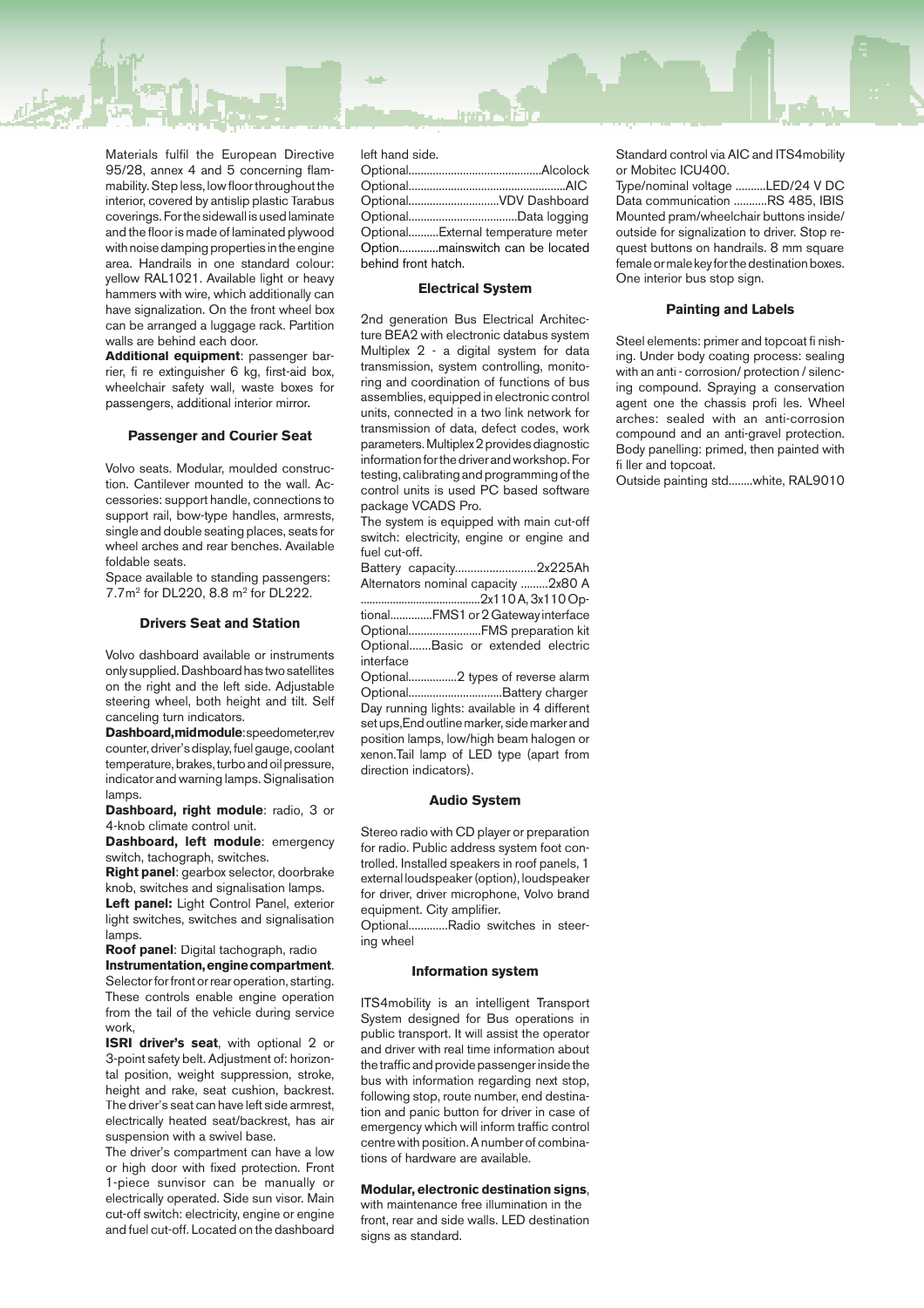Materials fulfil the European Directive 95/28, annex 4 and 5 concerning flammability. Step less, low floor throughout the interior, covered by antislip plastic Tarabus coverings. For the sidewall is used laminate and the floor is made of laminated plywood with noise damping properties in the engine area. Handrails in one standard colour: yellow RAL1021. Available light or heavy hammers with wire, which additionally can have signalization. On the front wheel box can be arranged a luggage rack. Partition walls are behind each door.

**Additional equipment**: passenger barrier, fi re extinguisher 6 kg, first-aid box, wheelchair safety wall, waste boxes for passengers, additional interior mirror.

### Passenger and Courier Seat

Volvo seats. Modular, moulded construction. Cantilever mounted to the wall. Accessories: support handle, connections to support rail, bow-type handles, armrests, single and double seating places, seats for wheel arches and rear benches. Available foldable seats.

Space available to standing passengers: 7.7m² for DL220, 8.8 m² for DL222.

### Drivers Seat and Station

Volvo dashboard available or instruments only supplied. Dashboard has two satellites on the right and the left side. Adjustable steering wheel, both height and tilt. Self canceling turn indicators.

**Dashboard,midmodule**:speedometer,rev counter, driver's display, fuel gauge, coolant temperature, brakes, turbo and oil pressure, indicator and warning lamps. Signalisation lamps.

**Dashboard, right module**: radio, 3 or 4-knob climate control unit.

**Dashboard, left module**: emergency switch, tachograph, switches.

**Right panel**: gearbox selector, doorbrake knob, switches and signalisation lamps.

**Left panel:** Light Control Panel, exterior light switches, switches and signalisation lamps.

**Roof panel**: Digital tachograph, radio

**Instrumentation, engine compartment**. Selector for front or rear operation, starting. These controls enable engine operation from the tail of the vehicle during service work,

**ISRI driver's seat**, with optional 2 or 3-point safety belt. Adjustment of: horizontal position, weight suppression, stroke, height and rake, seat cushion, backrest. The driver's seat can have left side armrest, electrically heated seat/backrest, has air suspension with a swivel base.

The driver's compartment can have a low or high door with fixed protection. Front 1-piece sunvisor can be manually or electrically operated. Side sun visor. Main cut-off switch: electricity, engine or engine and fuel cut-off. Located on the dashboard left hand side.

Optional............................................Alcolock
Optional...................................................AIC
Optional.............................VDV Dashboard
Optional...................................Data logging
Optional..........External temperature meter
Option.............mainswitch can be located behind front hatch.

### Electrical System

2nd generation Bus Electrical Architecture BEA2 with electronic databus system Multiplex 2 - a digital system for data transmission, system controlling, monitoring and coordination of functions of bus assemblies, equipped in electronic control units, connected in a two link network for transmission of data, defect codes, work parameters. Multiplex 2 provides diagnostic information for the driver and workshop. For testing, calibrating and programming of the control units is used PC based software package VCADS Pro.

The system is equipped with main cut-off switch: electricity, engine or engine and fuel cut-off.

Battery capacity..........................2x225Ah
Alternators nominal capacity .........2x80 A
.........................................2x110 A, 3x110 Optional..............FMS1 or 2 Gateway interface
Optional........................FMS preparation kit
Optional.......Basic or extended electric interface
Optional................2 types of reverse alarm
Optional...............................Battery charger
Day running lights: available in 4 different set ups, End outline marker, side marker and position lamps, low/high beam halogen or xenon. Tail lamp of LED type (apart from direction indicators).

### Audio System

Stereo radio with CD player or preparation for radio. Public address system foot controlled. Installed speakers in roof panels, 1 external loudspeaker (option), loudspeaker for driver, driver microphone, Volvo brand equipment. City amplifier.

Optional.............Radio switches in steering wheel

### Information system

ITS4mobility is an intelligent Transport System designed for Bus operations in public transport. It will assist the operator and driver with real time information about the traffic and provide passenger inside the bus with information regarding next stop, following stop, route number, end destination and panic button for driver in case of emergency which will inform traffic control centre with position. A number of combinations of hardware are available.

**Modular, electronic destination signs**, with maintenance free illumination in the front, rear and side walls. LED destination signs as standard.

Standard control via AIC and ITS4mobility or Mobitec ICU400.

Type/nominal voltage ..........LED/24 V DC
Data communication ...........RS 485, IBIS
Mounted pram/wheelchair buttons inside/outside for signalization to driver. Stop request buttons on handrails. 8 mm square female or male key for the destination boxes. One interior bus stop sign.

### Painting and Labels

Steel elements: primer and topcoat fi nishing. Under body coating process: sealing with an anti - corrosion/ protection / silencing compound. Spraying a conservation agent one the chassis profi les. Wheel arches: sealed with an anti-corrosion compound and an anti-gravel protection. Body panelling: primed, then painted with fi ller and topcoat.

Outside painting std........white, RAL9010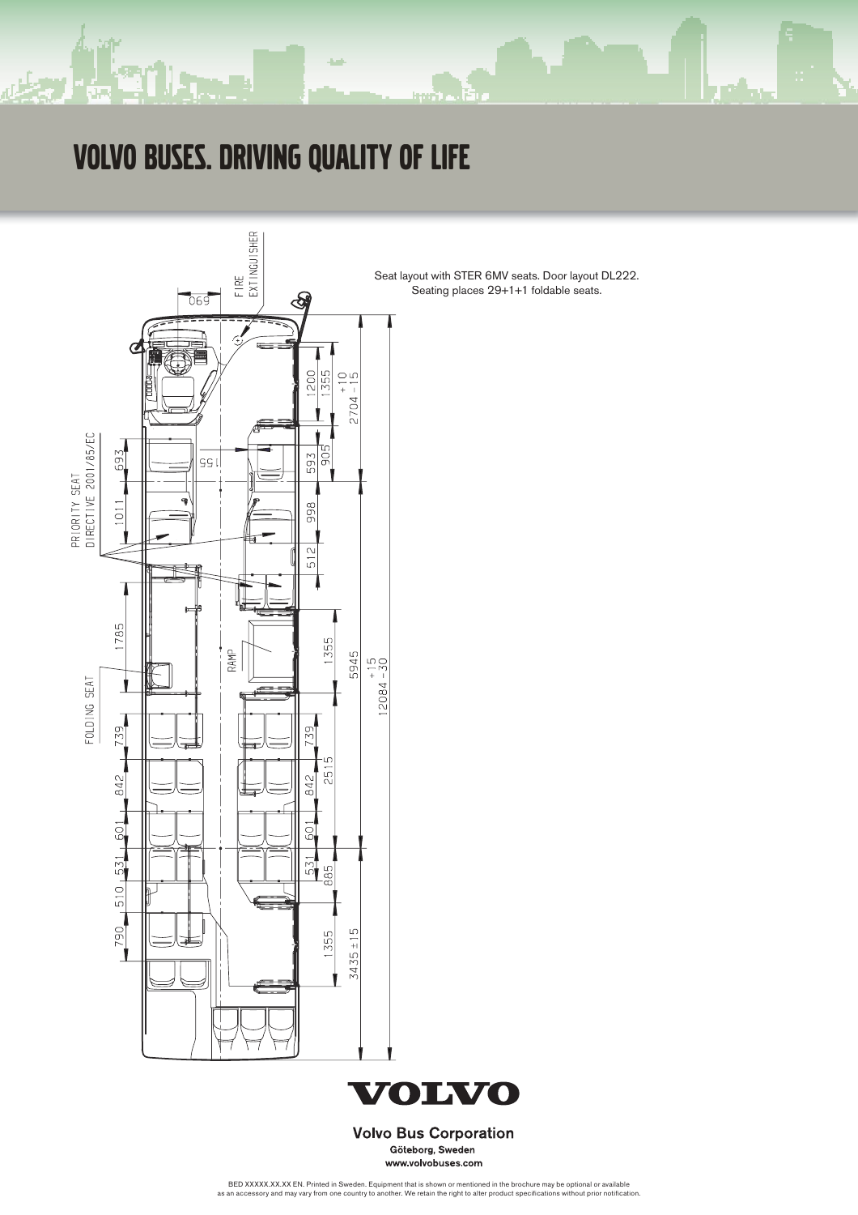# VOLVO BUSES. DRIVING QUALITY OF LIFE

Seat layout with STER 6MV seats. Door layout DL222.
Seating places 29+1+1 foldable seats.

690
FIRE EXTINGUISHER
PRIORITY SEAT DIRECTIVE 2001/85/EC
FOLDING SEAT
RAMP
155
693
1011
1785
739
842
601
531
510
790
1200
1355
+10
2704 −15
593
905
998
512
1355
5945
+15
12084 −30
739
842
2515
601
531
885
1355
3435±15

VOLVO

**Volvo Bus Corporation**
Göteborg, Sweden
www.volvobuses.com

BED XXXXX.XX.XX EN. Printed in Sweden. Equipment that is shown or mentioned in the brochure may be optional or available as an accessory and may vary from one country to another. We retain the right to alter product specifications without prior notification.